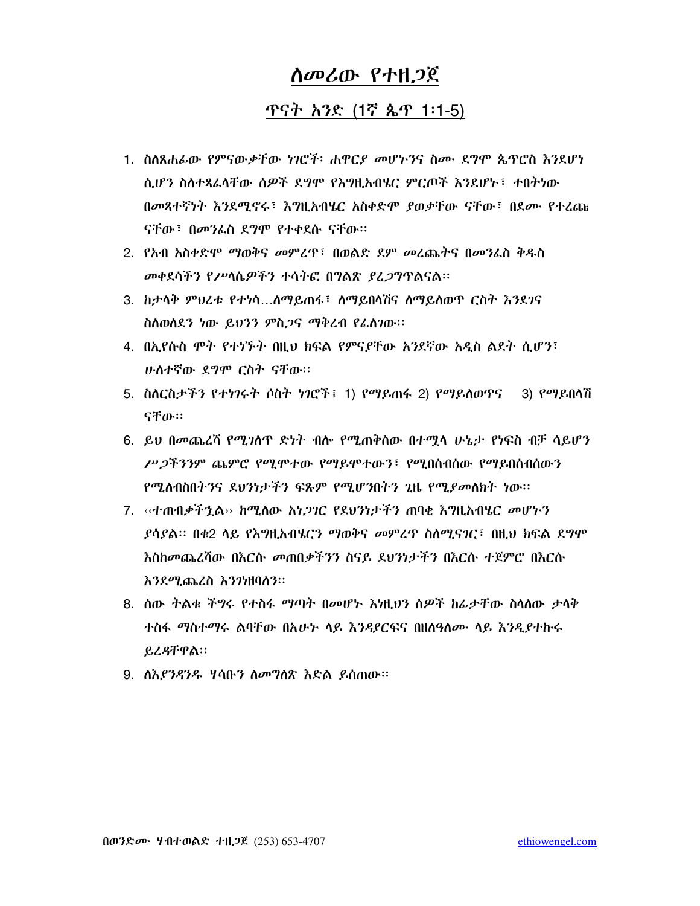# ለመሪው የተዘጋጀ

## ጥናት አንድ (1ኛ ጴጥ 1፡1-5)

1. ስለጸሐፊው የምናውቃቸው ነገሮች፡ ሐዋርያ መሆኑንና ስሙ ደግሞ ጴጥሮስ እንደሆነ ሲሆን ስለተጻፈላቸው ሰዎች ደግሞ የእግዚአብሔር ምርጦች እንደሆኑ፣ ተበትነው በመጻተኛነት እንደሚኖሩ፣ እግዚአብሔር አስቀድሞ ያወቃቸው ናቸው፣ በደሙ የተረጩ ናቸው፣ በመንፈስ ደግሞ የተቀደሱ ናቸው፡፡
2. የአብ አስቀድሞ ማወቅና መምረጥ፣ በወልድ ደም መረጨትና በመንፈስ ቅዱስ መቀደሳችን የሥላሴዎችን ተሳትፎ በግልጽ ያረጋግጥልናል፡፡
3. ከታላቅ ምህረቱ የተነሳ...ለማይጠፋ፣ ለማይበላሽና ለማይለወጥ ርስት እንደገና ስለወለደን ነው ይህንን ምስጋና ማቅረብ የፈለገው፡፡
4. በኢየሱስ ሞት የተገኙት በዚህ ክፍል የምናያቸው አንደኛው አዲስ ልደት ሲሆን፣ ሁለተኛው ደግሞ ርስት ናቸው፡፡
5. ስለርስታችን የተነገሩት ሶስት ነገሮች፤ 1) የማይጠፋ 2) የማይለወጥና 3) የማይበላሽ ናቸው፡፡
6. ይህ በመጨረሻ የሚገለጥ ድነት ብሎ የሚጠቅሰው በተሟላ ሁኔታ የነፍስ ብቻ ሳይሆን ሥጋችንንም ጨምሮ የሚሞተው የማይሞተውን፣ የሚበሰብሰው የማይበሰብሰውን የሚለብስበትንና ደህንነታችን ፍጹም የሚሆንበትን ጊዜ የሚያመለክት ነው፡፡
7. ‹‹ተጠብቃችኋል›› ከሚለው አነጋገር የደህንነታችን ጠባቂ እግዚአብሔር መሆኑን ያሳያል፡፡ በቁ2 ላይ የእግዚአብሔርን ማወቅና መምረጥ ስለሚናገር፣ በዚህ ክፍል ደግሞ እስከመጨረሻው በእርሱ መጠበቃችንን ስናይ ደህንነታችን በእርሱ ተጀምሮ በእርሱ እንደሚጨረስ እንገነዘባለን፡፡
8. ሰው ትልቁ ችግሩ የተስፋ ማጣት በመሆኑ እነዚህን ሰዎች ከፊታቸው ስላለው ታላቅ ተስፋ ማስተማሩ ልባቸው በአሁኑ ላይ እንዳያርፍና በዘለዓለሙ ላይ እንዲያተኩሩ ይረዳቸዋል፡፡
9. ለእያንዳንዱ ሃሳቡን ለመግለጽ እድል ይሰጠው፡፡

በወንድሙ ሃብተወልድ ተዘጋጀ (253) 653-4707 ethiowengel.com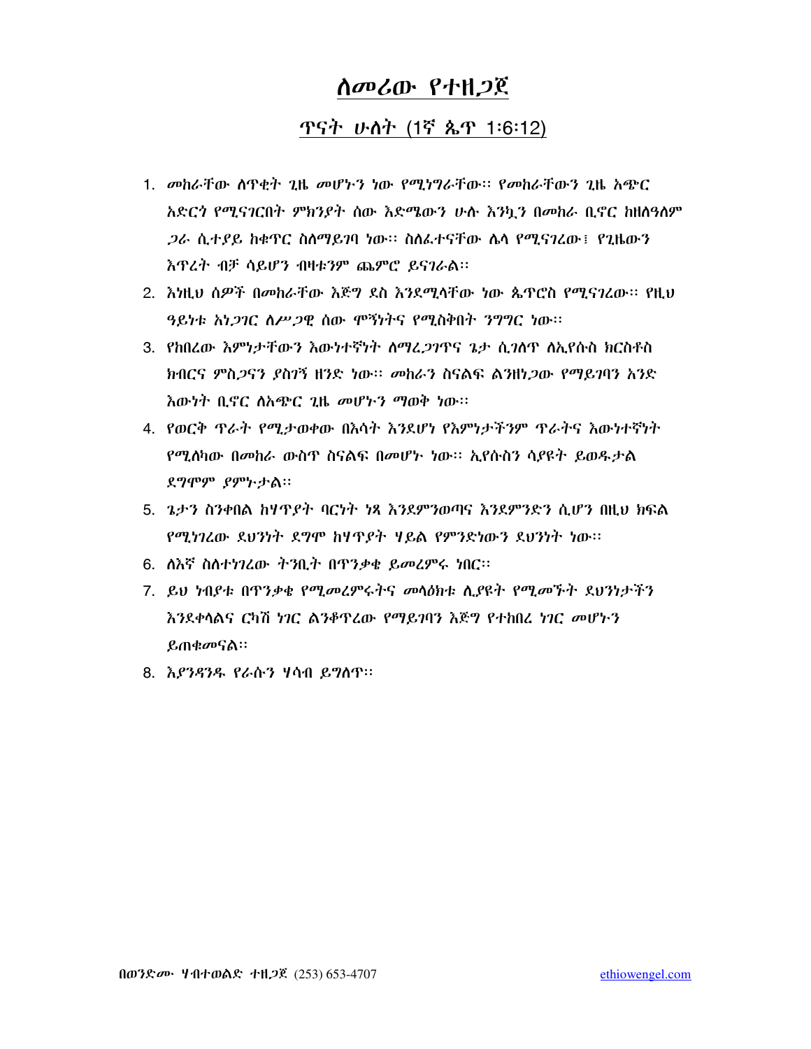# ለመሪው የተዘጋጀ

## ጥናት ሁለት (1ኛ ጴጥ 1፡6፡12)

1. መከራቸው ለጥቂት ጊዜ መሆኑን ነው የሚነግራቸው፡፡ የመከራቸውን ጊዜ አጭር አድርጎ የሚናገርበት ምክንያት ሰው እድሜውን ሁሉ እንኳ በመከራ ቢኖር ከዘለዓለም ጋራ ሲተያይ ከቁጥር ስለማይገባ ነው፡፡ ስለፈተናቸው ሌላ የሚናገረው፤ የጊዜውን እጥረት ብቻ ሳይሆን ብዛቱንም ጨምሮ ይናገራል፡፡
2. እነዚህ ሰዎች በመከራቸው እጅግ ደስ እንደሚላቸው ነው ጴጥሮስ የሚናገረው፡፡ የዚህ ዓይነቱ አነጋገር ለሥጋዊ ሰው ሞኝነትና የሚስቅበት ንግግር ነው፡፡
3. የከበረው እምነታቸውን እውነተኛነት ለማረጋገጥና ጌታ ሲገለጥ ለኢየሱስ ክርስቶስ ክብርና ምስጋናን ያስገኝ ዘንድ ነው፡፡ መከራን ስናልፍ ልንዘነጋው የማይገባን አንድ እውነት ቢኖር ለአጭር ጊዜ መሆኑን ማወቅ ነው፡፡
4. የወርቅ ጥራት የሚታወቀው በእሳት እንደሆነ የእምነታችንም ጥራትና እውነተኛነት የሚለካው በመከራ ውስጥ ስናልፍ በመሆኑ ነው፡፡ ኢየሱስን ሳያዩት ይወዱታል ደግሞም ያምኑታል፡፡
5. ጌታን ስንቀበል ከሃጥያት ባርነት ነጻ እንደምንወጣና እንደምንድን ሲሆን በዚህ ክፍል የሚነገረው ደህንነት ደግሞ ከሃጥያት ሃይል የምንድነውን ደህንነት ነው፡፡
6. ለእኛ ስለተነገረው ትንቢት በጥንቃቄ ይመረምሩ ነበር፡፡
7. ይህ ነብያቱ በጥንቃቄ የሚመረምሩትና መላዕክቱ ሊያዩት የሚመኙት ደህንነታችን እንደቀላልና ርካሽ ነገር ልንቆጥረው የማይገባን እጅግ የተከበረ ነገር መሆኑን ይጠቁመናል፡፡
8. እያንዳንዱ የራሱን ሃሳብ ይግለጥ፡፡

በወንድሙ ሃብተወልድ ተዘጋጀ (253) 653-4707 ethiowengel.com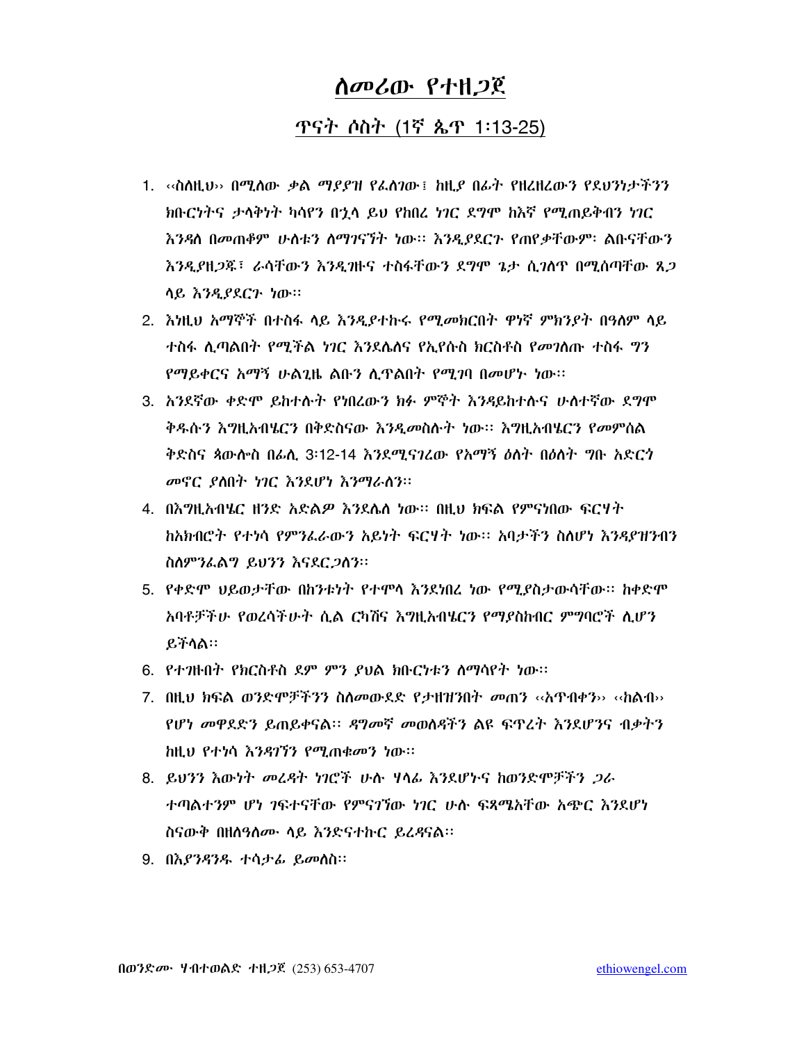# ለመሪው የተዘጋጀ

## ጥናት ሶስት (1ኛ ጴጥ 1፡13-25)

1. ‹‹ስለዚህ›› በሚለው ቃል ማያያዝ የፈለገው፤ ከዚያ በፊት የዘረዘረውን የደህንነታችንን ክቡርነትና ታላቅነት ካሳየን በኋላ ይህ የከበረ ነገር ደግሞ ከእኛ የሚጠይቅብን ነገር እንዳለ በመጠቆም ሁለቱን ለማገናኘት ነው። እንዲያደርጉ የጠየቃቸውም፡ ልቡናቸውን እንዲያዘጋጁ፣ ራሳቸውን እንዲገዙና ተስፋቸውን ደግሞ ጌታ ሲገለጥ በሚሰጣቸው ጸጋ ላይ እንዲያደርጉ ነው።
2. እነዚህ አማኞች በተስፋ ላይ እንዲያተኩሩ የሚመክርበት ዋነኛ ምክንያት በዓለም ላይ ተስፋ ሊጣልበት የሚችል ነገር እንደሌለና የኢየሱስ ክርስቶስ የመገለጡ ተስፋ ግን የማይቀርና አማኝ ሁልጊዜ ልቡን ሊጥልበት የሚገባ በመሆኑ ነው።
3. አንደኛው ቀድሞ ይከተሉት የነበረውን ክፉ ምኞት እንዳይከተሉና ሁለተኛው ደግሞ ቅዱሱን እግዚአብሄርን በቅድስናው እንዲመስሉት ነው። እግዚአብሄርን የመምሰል ቅድስና ጳውሎስ በፊሊ 3፡12-14 እንደሚናገረው የአማኝ ዕለት በዕለት ግቡ አድርጎ መኖር ያለበት ነገር እንደሆነ እንማራለን።
4. በእግዚአብሄር ዘንድ አድልዎ እንደሌለ ነው። በዚህ ክፍል የምናነበው ፍርሃት ከአክብሮት የተነሳ የምንፈራውን አይነት ፍርሃት ነው። አባታችን ስለሆነ እንዳያዝንብን ስለምንፈልግ ይህንን እናደርጋለን።
5. የቀድሞ ህይወታቸው በከንቱነት የተሞላ እንደነበረ ነው የሚያስታውሳቸው። ከቀድሞ አባቶቻችሁ የወረሳችሁት ሲል ርካሽና እግዚአብሄርን የማያስከብር ምግባሮች ሊሆን ይችላል።
6. የተገዙበት የክርስቶስ ደም ምን ያህል ክቡርነቱን ለማሳየት ነው።
7. በዚህ ክፍል ወንድሞቻችንን ስለመውደድ የታዘዝንበት መጠን ‹‹አጥብቀን›› ‹‹ከልብ›› የሆነ መዋደድን ይጠይቀናል። ዳግመኛ መወለዳችን ልዩ ፍጥረት እንደሆንና ብቃትን ከዚህ የተነሳ እንዳገኘን የሚጠቁመን ነው።
8. ይህንን እውነት መረዳት ነገሮች ሁሉ ሃላፊ እንደሆኑና ከወንድሞቻችን ጋራ ተጣልተንም ሆነ ገፍተናቸው የምናገኘው ነገር ሁሉ ፍጻሜአቸው አጭር እንደሆነ ስናውቅ በዘለዓለሙ ላይ እንድናተኩር ይረዳናል።
9. በእያንዳንዱ ተሳታፊ ይመለስ።

በወንድሙ ሃብተወልድ ተዘጋጀ (253) 653-4707 ethiowengel.com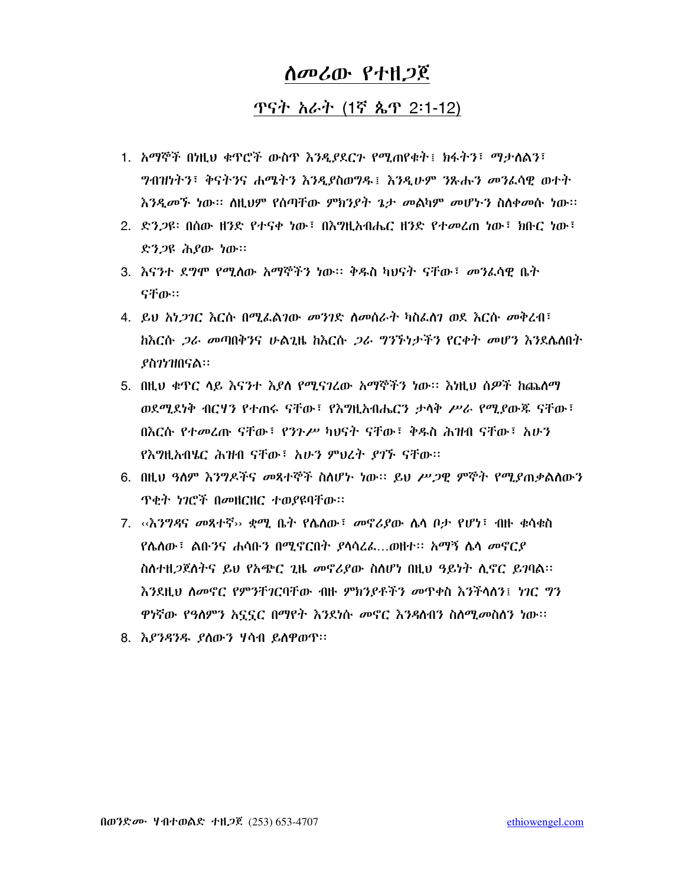# ለመሪው የተዘጋጀ

## ጥናት አራት (1ኛ ጴጥ 2፡1-12)

1. አማኞች በነዚህ ቁጥሮች ውስጥ እንዲያደርጉ የሚጠየቁት፤ ክፋትን፣ ማታለልን፣ ግብዝነትን፣ ቅናትንና ሐሜትን እንዲያስወግዱ፤ እንዲሁም ንጹሑን መንፈሳዊ ወተት እንዲመኙ ነው። ለዚህም የሰጣቸው ምክንያት ጌታ መልካም መሆኑን ስለቀመሱ ነው።
2. ድንጋዩ፡ በሰው ዘንድ የተናቀ ነው፣ በእግዚአብሔር ዘንድ የተመረጠ ነው፣ ክቡር ነው፣ ድንጋዩ ሕያው ነው።
3. እናንተ ደግሞ የሚለው አማኞችን ነው። ቅዱስ ካህናት ናቸው፣ መንፈሳዊ ቤት ናቸው።
4. ይህ አነጋገር እርሱ በሚፈልገው መንገድ ለመሰራት ካስፈለገ ወደ እርሱ መቅረብ፣ ከእርሱ ጋራ መጣበቅንና ሁልጊዜ ከእርሱ ጋራ ግንኙነታችን የርቀት መሆን እንደሌለበት ያስገነዝበናል።
5. በዚህ ቁጥር ላይ እናንተ እያለ የሚናገረው አማኞችን ነው። እነዚህ ሰዎች ከጨለማ ወደሚደነቅ ብርሃን የተጠሩ ናቸው፣ የእግዚአብሔርን ታላቅ ሥራ የሚያውጁ ናቸው፣ በእርሱ የተመረጡ ናቸው፣ የንጉሥ ካህናት ናቸው፣ ቅዱስ ሕዝብ ናቸው፣ አሁን የእግዚአብሄር ሕዝብ ናቸው፣ አሁን ምህረት ያገኙ ናቸው።
6. በዚህ ዓለም እንግዶችና መጻተኞች ስለሆኑ ነው። ይህ ሥጋዊ ምኞት የሚያጠቃልለውን ጥቂት ነገሮች በመዘርዘር ተወያዩባቸው።
7. ‹‹እንግዳና መጻተኛ›› ቋሚ ቤት የሌለው፣ መኖሪያው ሌላ ቦታ የሆነ፣ ብዙ ቁሳቁስ የሌለው፣ ልቡንና ሐሳቡን በሚኖርበት ያላሳረፈ...ወዘተ። አማኝ ሌላ መኖርያ ስለተዘጋጀለትና ይህ የአጭር ጊዜ መኖሪያው ስለሆነ በዚህ ዓይነት ሊኖር ይገባል። እንደዚህ ለመኖር የምንቸገርባቸው ብዙ ምክንያቶችን መጥቀስ እንችላለን፤ ነገር ግን ዋነኛው የዓለምን አኗኗር በማየት እንደነሱ መኖር እንዳለብን ስለሚመስለን ነው።
8. እያንዳንዱ ያለውን ሃሳብ ይለዋወጥ።

በወንድሙ ሃብተወልድ ተዘጋጀ (253) 653-4707 ethiowengel.com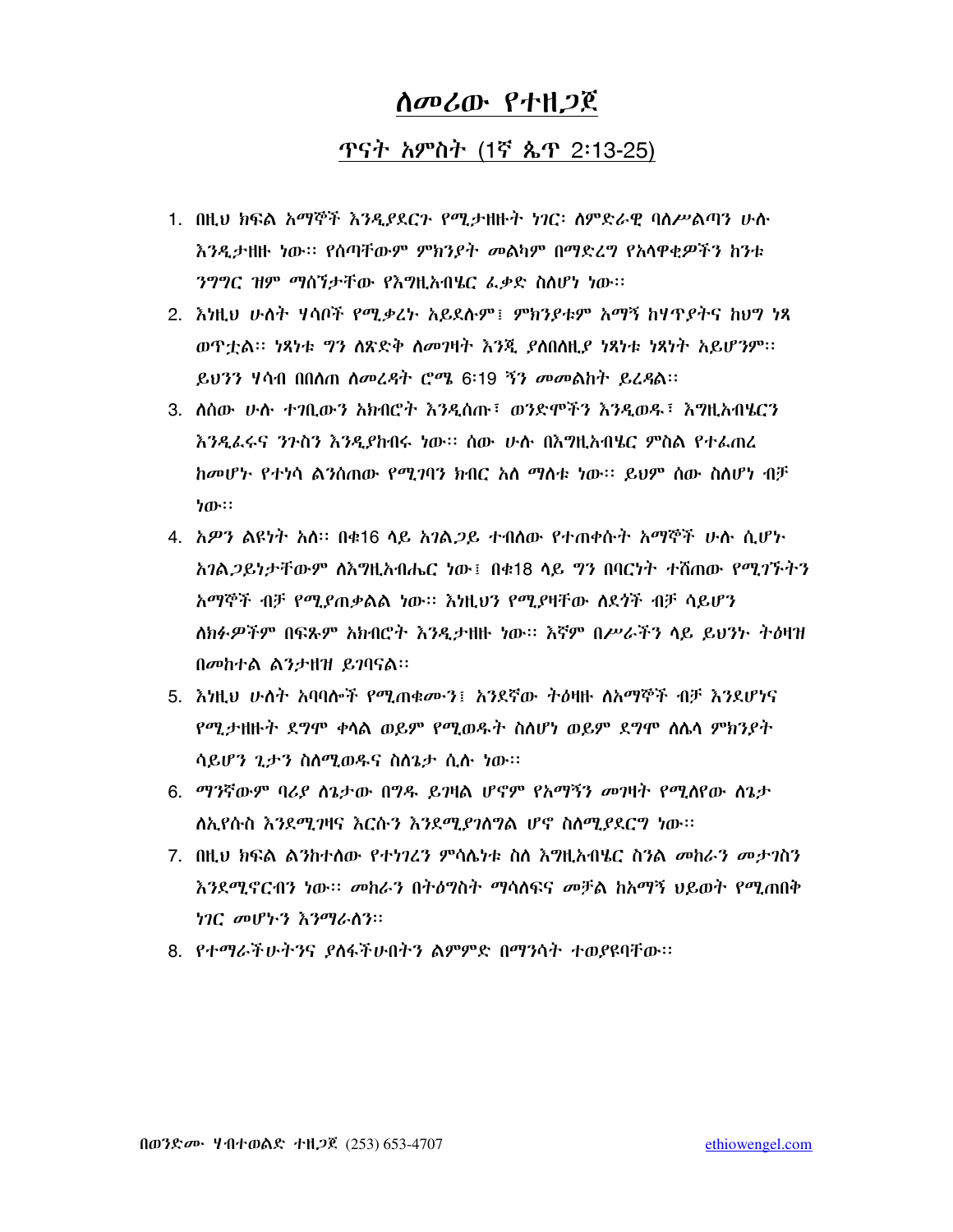# ለመሪው የተዘጋጀ

## ጥናት አምስት (1ኛ ጴጥ 2፡13-25)

1. በዚህ ክፍል አማኞች እንዲያደርጉ የሚታዘዙት ነገር፡ ለምድራዊ ባለሥልጣን ሁሉ እንዲታዘዙ ነው፡፡ የሰጣቸውም ምክንያት መልካም በማድረግ የአላዋቂዎችን ከንቱ ንግግር ዝም ማሰኘታቸው የእግዚአብሄር ፈቃድ ስለሆነ ነው፡፡
2. እነዚህ ሁለት ሃሳቦች የሚቃረኑ አይደሉም፤ ምክንያቱም አማኝ ከሃጥያትና ከህግ ነጻ ወጥቷል፡፡ ነጻነቱ ግን ለጽድቅ ለመገዛት እንጂ ያለበለዚያ ነጻነቱ ነጻነት አይሆንም፡፡ ይህንን ሃሳብ በበለጠ ለመረዳት ሮሜ 6፡19 ኘን መመልከት ይረዳል፡፡
3. ለሰው ሁሉ ተገቢውን አክብሮት እንዲሰጡ፣ ወንድሞችን እንዲወዱ፣ እግዚአብሄርን እንዲፈሩና ንጉስን እንዲያከብሩ ነው፡፡ ሰው ሁሉ በእግዚአብሄር ምስል የተፈጠረ ከመሆኑ የተነሳ ልንሰጠው የሚገባን ክብር አለ ማለቱ ነው፡፡ ይህም ሰው ስለሆነ ብቻ ነው፡፡
4. አዎን ልዩነት አለ፡፡ በቁ16 ላይ አገልጋይ ተብለው የተጠቀሱት አማኞች ሁሉ ሲሆኑ አገልጋይነታቸውም ለእግዚአብሔር ነው፤ በቁ18 ላይ ግን በባርነት ተሸጠው የሚገኙትን አማኞች ብቻ የሚያጠቃልል ነው፡፡ እነዚህን የሚያዛቸው ለደጎች ብቻ ሳይሆን ለክፉዎችም በፍጹም አክብሮት እንዲታዘዙ ነው፡፡ እኛም በሥራችን ላይ ይህንኑ ትዕዛዝ በመከተል ልንታዘዝ ይገባናል፡፡
5. እነዚህ ሁለት አባባሎች የሚጠቁሙን፤ አንደኛው ትዕዛዙ ለአማኞች ብቻ እንደሆነና የሚታዘዙት ደግሞ ቀላል ወይም የሚወዱት ስለሆነ ወይም ደግሞ ለሌላ ምክንያት ሳይሆን ጊታን ስለሚወዱና ስለጌታ ሲሉ ነው፡፡
6. ማንኛውም ባሪያ ለጌታው በግዱ ይገዛል ሆኖም የአማኝን መገዛት የሚለየው ለጌታ ለኢየሱስ እንደሚገዛና እርሱን እንደሚያገለግል ሆኖ ስለሚያደርግ ነው፡፡
7. በዚህ ክፍል ልንከተለው የተነገረን ምሳሌነቱ ስለ እግዚአብሄር ስንል መከራን መታገስን እንደሚኖርብን ነው፡፡ መከራን በትዕግስት ማሳለፍና መቻል ከአማኝ ህይወት የሚጠበቅ ነገር መሆኑን እንግማራለን፡፡
8. የተማራችሁትንና ያለፋችሁበትን ልምምድ በማንሳት ተወያዩባቸው፡፡

በወንድሙ ሃብተወልድ ተዘጋጀ (253) 653-4707 ethiowengel.com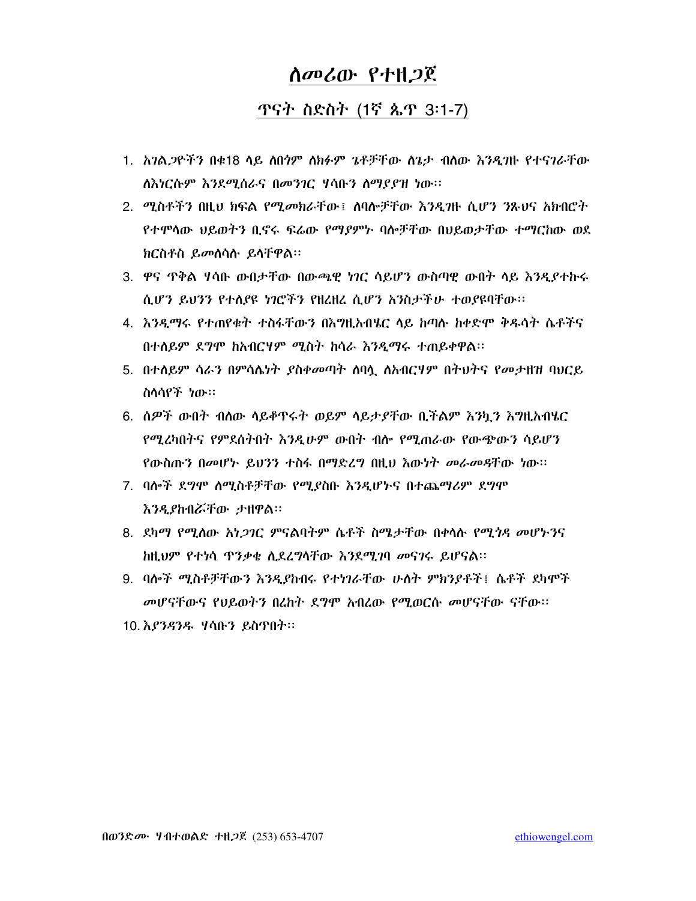# ለመሪው የተዘጋጀ

## ጥናት ስድስት (1ኛ ጴጥ 3፡1-7)

1. አገልጋዮችን በቁ18 ላይ ለበጎም ለክፉም ጌቶቻቸው ለጌታ ብለው እንዲገዙ የተናገራቸው ለእነርሱም እንደሚሰራና በመንገር ሃሳቡን ለማያያዝ ነው።
2. ሚስቶችን በዚህ ክፍል የሚመክራቸው፤ ለባሎቻቸው እንዲገዙ ሲሆን ንጹህና አክብሮት የተሞላው ህይወትን ቢኖሩ ፍሬው የማያምኑ ባሎቻቸው በህይወታቸው ተማርከው ወደ ክርስቶስ ይመለሳሉ ይላቸዋል።
3. ዋና ጥቅል ሃሳቡ ውበታቸው በውጫዊ ነገር ሳይሆን ውስጣዊ ውበት ላይ እንዲያተኩሩ ሲሆን ይህንን የተለያዩ ነገሮችን የዘረዘረ ሲሆን አንስታችሁ ተወያዩባቸው።
4. እንዲማሩ የተጠየቁት ተስፋቸውን በእግዚአብሔር ላይ ከጣሉ ከቀድሞ ቅዱሳት ሴቶችና በተለይም ደግሞ ከአብርሃም ሚስት ከሳራ እንዲማሩ ተጠይቀዋል።
5. በተለይም ሳራን በምሳሌነት ያስቀመጣት ለባሏ ለአብርሃም በትህትና የመታዘዝ ባህርይ ስላሳየች ነው።
6. ሰዎች ውበት ብለው ላይቆጥሩት ወይም ላይታያቸው ቢችልም እንኳን እግዚአብሄር የሚረካበትና የምደሰትበት እንዲሁም ውበት ብሎ የሚጠራው የውጭውን ሳይሆን የውስጡን በመሆኑ ይህንን ተስፋ በማድረግ በዚህ እውነት መራመዳቸው ነው።
7. ባሎች ደግሞ ለሚስቶቻቸው የሚያስቡ እንዲሆኑና በተጨማሪም ደግሞ እንዲያከብሯቸው ታዘዋል።
8. ደካማ የሚለው አነጋገር ምናልባትም ሴቶች ስሜታቸው በቀላሉ የሚጎዳ መሆኑንና ከዚህም የተነሳ ጥንቃቄ ሊደረግላቸው እንደሚገባ መናገሩ ይሆናል።
9. ባሎች ሚስቶቻቸውን እንዲያከብሩ የተነገራቸው ሁለት ምክንያቶች፤ ሴቶች ደካሞች መሆናቸውና የህይወትን በረከት ደግሞ አብረው የሚወርሱ መሆናቸው ናቸው።
10. እያንዳንዱ ሃሳቡን ይስጥበት።

በወንድሙ ሃብተወልድ ተዘጋጀ (253) 653-4707 ethiowengel.com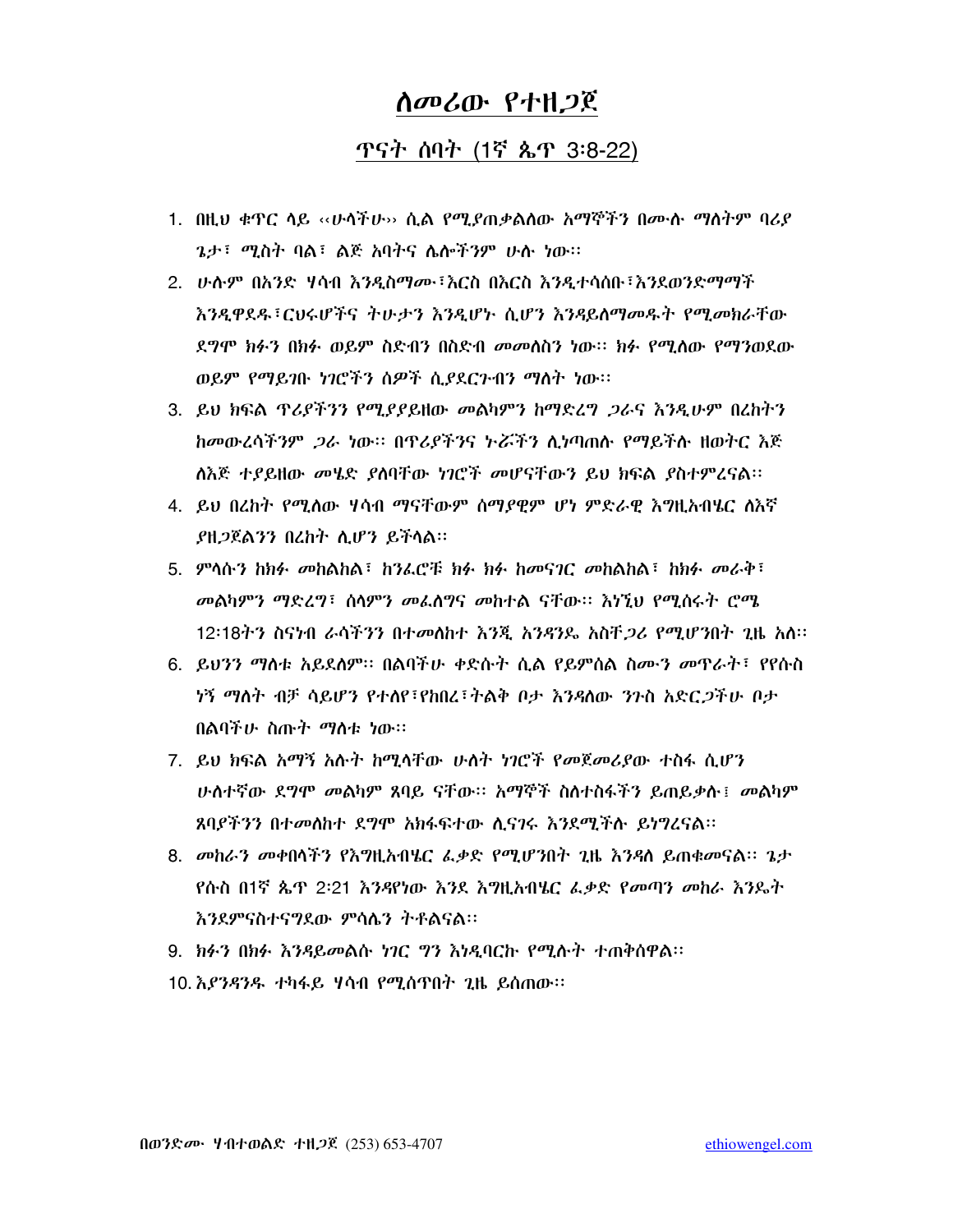# ለመሪው የተዘጋጀ

## ጥናት ሰባት (1ኛ ጴጥ 3፡8-22)

1. በዚህ ቁጥር ላይ ‹‹ሁላችሁ›› ሲል የሚያጠቃልለው አማኞችን በሙሉ ማለትም ባሪያ ጌታ፣ ሚስት ባል፣ ልጅ አባትና ሌሎችንም ሁሉ ነው፡፡
2. ሁሉም በአንድ ሃሳብ እንዲስማሙ፣እርስ በእርስ እንዲተሳሰቡ፣እንደወንድማማች እንዲዋደዱ፣ርህሩሆችና ትሁታን እንዲሆኑ ሲሆን እንዳይለማመዱት የሚመክራቸው ደግሞ ክፉን በክፉ ወይም ስድብን በስድብ መመለስን ነው፡፡ ክፉ የሚለው የማንወደው ወይም የማይገቡ ነገሮችን ሰዎች ሲያደርጉብን ማለት ነው፡፡
3. ይህ ክፍል ጥሪያችንን የሚያያይዘው መልካምን ከማድረግ ጋራና እንዲሁም በረከትን ከመውረሳችንም ጋራ ነው፡፡ በጥሪያችንና ኑሯችን ሊነጣጠሉ የማይችሉ ዘወትር እጅ ለእጅ ተያይዘው መሄድ ያለባቸው ነገሮች መሆናቸውን ይህ ክፍል ያስተምረናል፡፡
4. ይህ በረከት የሚለው ሃሳብ ማናቸውም ሰማያዊም ሆነ ምድራዊ እግዚአብሄር ለእኛ ያዘጋጀልንን በረከት ሊሆን ይችላል፡፡
5. ምላሱን ከክፉ መከልከል፣ ከንፈሮቹ ክፉ ክፉ ከመናገር መከልከል፣ ከክፉ መራቅ፣ መልካምን ማድረግ፣ ሰላምን መፈለግና መከተል ናቸው፡፡ እነኚህ የሚሰሩት ሮሜ 12፡18ትን ስናነብ ራሳችንን በተመለከተ እንጂ አንዳንዴ አስቸጋሪ የሚሆንበት ጊዜ አለ፡፡
6. ይህንን ማለቱ አይደለም፡፡ በልባችሁ ቀድሱት ሲል የይምሰል ስሙን መጥራት፣ የየሱስ ነኝ ማለት ብቻ ሳይሆን የተለየ፣የከበረ፣ትልቅ ቦታ እንዳለው ንጉስ አድርጋችሁ ቦታ በልባችሁ ስጡት ማለቱ ነው፡፡
7. ይህ ክፍል አማኝ አሉት ከሚላቸው ሁለት ነገሮች የመጀመሪያው ተስፋ ሲሆን ሁለተኛው ደግሞ መልካም ጸባይ ናቸው፡፡ አማኞች ስለተስፋችን ይጠይቃሉ፤ መልካም ጸባያችንን በተመለከተ ደግሞ አክፋፍተው ሊናገሩ እንደሚችሉ ይነግረናል፡፡
8. መከራን መቀበላችን የእግዚአብሄር ፈቃድ የሚሆንበት ጊዜ እንዳለ ይጠቁመናል፡፡ ጌታ የሱስ በ1ኛ ጴጥ 2፡21 እንዳየነው እንደ እግዚአብሄር ፈቃድ የመጣን መከራ እንዴት እንደምናስተናግደው ምሳሌን ትቶልናል፡፡
9. ክፉን በክፉ እንዳይመልሱ ነገር ግን እነዲባርኩ የሚሉት ተጠቅሰዋል፡፡
10. እያንዳንዱ ተካፋይ ሃሳብ የሚሰጥበት ጊዜ ይሰጠው፡፡

በወንድሙ ሃብተወልድ ተዘጋጀ (253) 653-4707 ethiowengel.com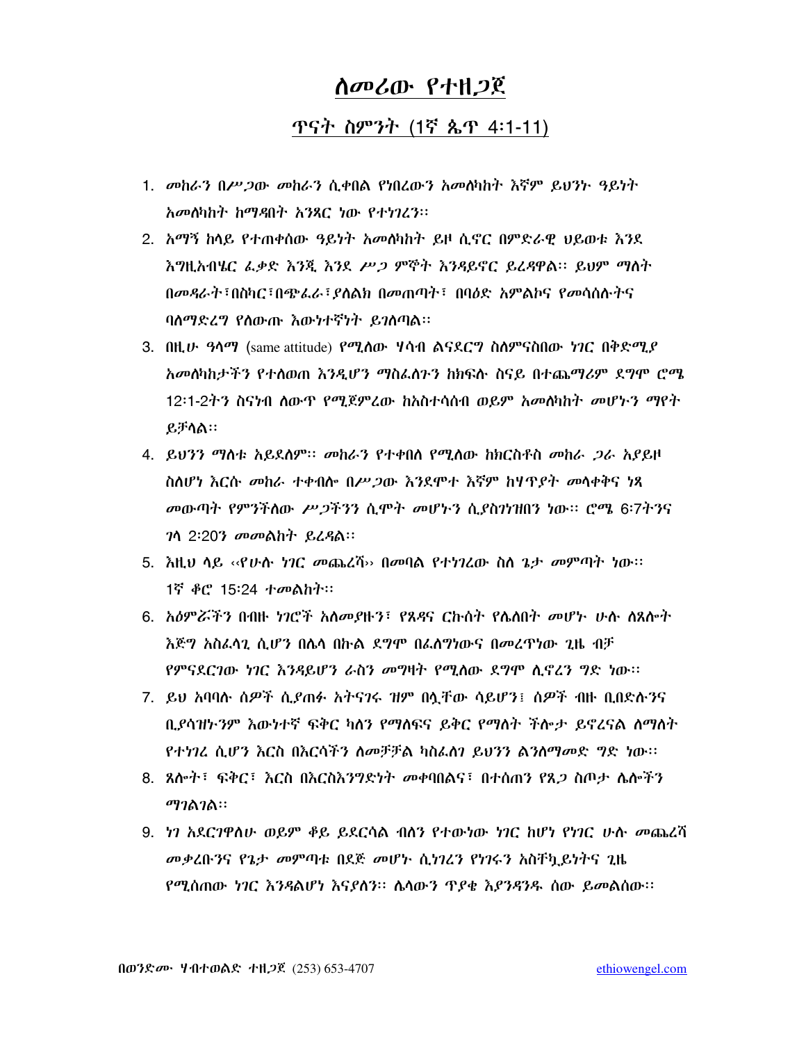# ለመሪው የተዘጋጀ

## ጥናት ስምንት (1ኛ ጴጥ 4፡1-11)

1. መከራን በሥጋው መከራን ሲቀበል የነበረውን አመለካከት እኛም ይህንኑ ዓይነት አመለካከት ከማዳበት አንጻር ነው የተነገረን።
2. አማኝ ከላይ የተጠቀሰው ዓይነት አመለካከት ይዞ ሲኖር በምድራዊ ህይወቱ እንደ እግዚአብሄር ፈቃድ እንጂ እንደ ሥጋ ምኞት እንዳይኖር ይረዳዋል። ይህም ማለት በመዳራት፣በስካር፣በጭፈራ፣ያለልክ በመጠጣት፣ በባዕድ አምልኮና የመሳሰሉትና ባለማድረግ የለውጡ እውነተኛነት ይገለጣል።
3. በዚሁ ዓላማ (same attitude) የሚለው ሃሳብ ልናደርግ ስለምናስበው ነገር በቅድሚያ አመለካከታችን የተለወጠ እንዲሆን ማስፈለጉን ከክፍሉ ስናይ በተጨማሪም ደግሞ ሮሜ 12፡1-2ትን ስናነብ ለውጥ የሚጀምረው ከአስተሳሰብ ወይም አመለካከት መሆኑን ማየት ይቻላል።
4. ይህንን ማለቱ አይደለም። መከራን የተቀበለ የሚለው ከክርስቶስ መከራ ጋራ አያይዞ ስለሆነ እርሱ መከራ ተቀብሎ በሥጋው እንደሞተ እኛም ከሃጥያት መላቀቅና ነጻ መውጣት የምንችለው ሥጋችንን ሲሞት መሆኑን ሲያስገነዝበን ነው። ሮሜ 6፡7ትንና ገላ 2፡20ን መመልከት ይረዳል።
5. እዚህ ላይ ‹‹የሁሉ ነገር መጨረሻ›› በመባል የተነገረው ስለ ጌታ መምጣት ነው። 1ኛ ቆሮ 15፡24 ተመልከት።
6. አዕምሯችን በብዙ ነገሮች አለመያዙን፣ የጸዳና ርኩሰት የሌለበት መሆኑ ሁሉ ለጸሎት እጅግ አስፈላጊ ሲሆን በሌላ በኩል ደግሞ በፈለግነውና በመረጥነው ጊዜ ብቻ የምናደርገው ነገር እንዳይሆን ራስን መግዛት የሚለው ደግሞ ሊኖረን ግድ ነው።
7. ይህ አባባሉ ሰዎች ሲያጠፉ አትናገሩ ዝም በሏቸው ሳይሆን፤ ሰዎች ብዙ ቢበድሉንና ቢያሳዝኑንም እውነተኛ ፍቅር ካለን የማለፍና ይቅር የማለት ችሎታ ይኖረናል ለማለት የተነገረ ሲሆን እርስ በእርሳችን ለመቻቻል ካስፈለገ ይህንን ልንለማመድ ግድ ነው።
8. ጸሎት፣ ፍቅር፣ እርስ በእርስእንግድነት መቀባበልና፣ በተሰጠን የጸጋ ስጦታ ሌሎችን ማገልገል።
9. ነገ አደርገዋለሁ ወይም ቆይ ይደርሳል ብለን የተውነው ነገር ከሆነ የነገር ሁሉ መጨረሻ መቃረቡንና የጌታ መምጣቱ በደጅ መሆኑ ሲነገረን የነገሩን አስቸኳይነትና ጊዜ የሚሰጠው ነገር እንዳልሆነ እናያለን። ሌላውን ጥያቄ እያንዳንዱ ሰው ይመልሰው።

በወንድሙ ሃብተወልድ ተዘጋጀ (253) 653-4707 ethiowengel.com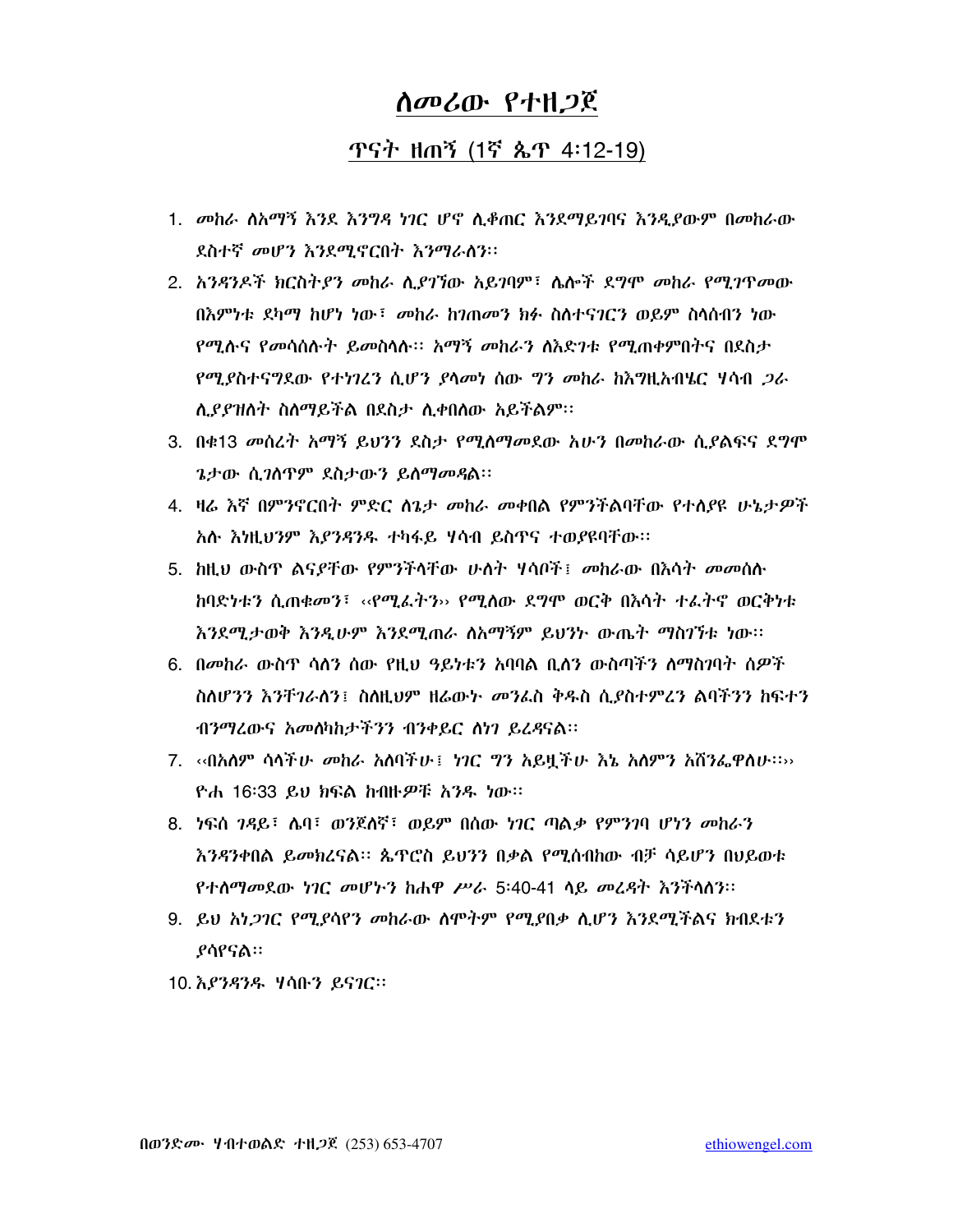# ለመሪው የተዘጋጀ

## ጥናት ዘጠኝ (1ኛ ጴጥ 4፡12-19)

1. መከራ ለአማኝ እንደ እንግዳ ነገር ሆኖ ሊቆጠር እንደማይገባና እንዲያውም በመከራው ደስተኛ መሆን እንደሚኖርበት እንማራለን፡፡
2. አንዳንዶች ክርስትያን መከራ ሊያገኘው አይገባም፣ ሌሎች ደግሞ መከራ የሚገጥመው በእምነቱ ደካማ ከሆነ ነው፣ መከራ ከገጠመን ክፉ ስለተናገርን ወይም ስላሰብን ነው የሚሉና የመሳሰሉት ይመስላሉ፡፡ አማኝ መከራን ለእድገቱ የሚጠቀምበትና በደስታ የሚያስተናግደው የተነገረን ሲሆን ያላመነ ሰው ግን መከራ ከእግዚአብሄር ሃሳብ ጋራ ሊያያዝለት ስለማይችል በደስታ ሊቀበለው አይችልም፡፡
3. በቁ13 መሰረት አማኝ ይህንን ደስታ የሚለማመደው አሁን በመከራው ሲያልፍና ደግሞ ጌታው ሲገለጥም ደስታውን ይለማመዳል፡፡
4. ዛሬ እኛ በምንኖርበት ምድር ለጌታ መከራ መቀበል የምንችልባቸው የተለያዩ ሁኔታዎች አሉ እነዚህንም እያንዳንዱ ተካፋይ ሃሳብ ይስጥና ተወያዩባቸው፡፡
5. ከዚህ ውስጥ ልናያቸው የምንችላቸው ሁለት ሃሳቦች፤ መከራው በእሳት መመሰሉ ከባድነቱን ሲጠቁመን፣ ‹‹የሚፈትን›› የሚለው ደግሞ ወርቅ በእሳት ተፈትኖ ወርቅነቱ እንደሚታወቅ እንዲሁም እንደሚጠራ ለአማኝም ይህንኑ ውጤት ማስገኘቱ ነው፡፡
6. በመከራ ውስጥ ሳለን ሰው የዚህ ዓይነቱን አባባል ቢለን ውስጣችን ለማስገባት ሰዎች ስለሆንን እንቸገራለን፤ ስለዚህም ዘሬውኑ መንፈስ ቅዱስ ሲያስተምረን ልባችንን ከፍተን ብንማረውና አመለካከታችንን ብንቀይር ለነገ ይረዳናል፡፡
7. ‹‹በአለም ሳላችሁ መከራ አለባችሁ፤ ነገር ግን አይዟችሁ እኔ አለምን አሸንፌዋለሁ፡፡›› ዮሐ 16፡33 ይህ ክፍል ከብዙዎቹ አንዱ ነው፡፡
8. ነፍሰ ገዳይ፣ ሌባ፣ ወንጀለኛ፣ ወይም በሰው ነገር ጣልቃ የምንገባ ሆነን መከራን እንዳንቀበል ይመክረናል፡፡ ጴጥሮስ ይህንን በቃል የሚሰብከው ብቻ ሳይሆን በህይወቱ የተለማመደው ነገር መሆኑን ከሐዋ ሥራ 5፡40-41 ላይ መረዳት እንችላለን፡፡
9. ይህ አነጋገር የሚያሳየን መከራው ለሞትም የሚያበቃ ሊሆን እንደሚችልና ክብደቱን ያሳየናል፡፡
10. እያንዳንዱ ሃሳቡን ይናገር፡፡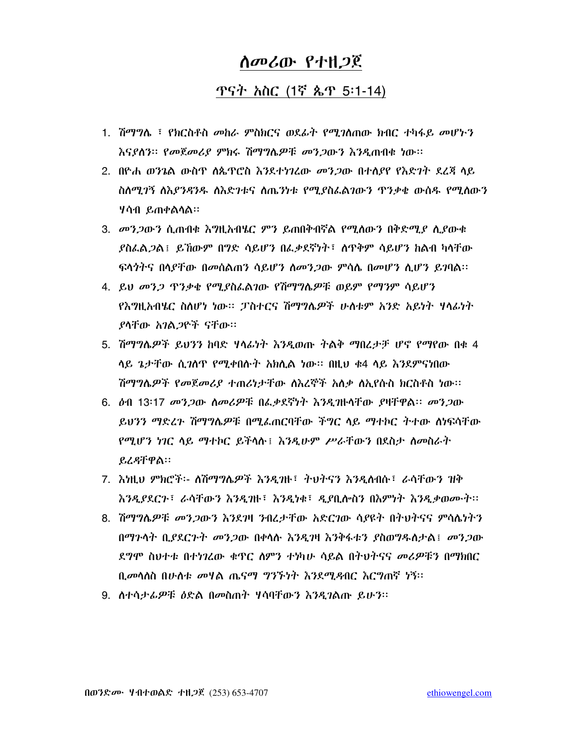# ለመሪው የተዘጋጀ

## ጥናት አስር (1ኛ ጴጥ 5፡1-14)

1. ሽማግሌ ፣ የክርስቶስ መከራ ምስክርና ወደፊት የሚገለጠው ክብር ተካፋይ መሆኑን እናያለን። የመጀመሪያ ምክሩ ሽማግሌዎቹ መንጋውን እንዲጠብቁ ነው።
2. በዮሐ ወንጌል ውስጥ ለጴጥሮስ እንደተነገረው መንጋው በተለያየ የእድገት ደረጃ ላይ ስለሚገኝ ለእያንዳንዱ ለእድገቱና ለጤንነቱ የሚያስፈልገውን ጥንቃቄ ውስዱ የሚለውን ሃሳብ ይጠቀልላል።
3. መንጋውን ሲጠብቁ እግዚአብሄር ምን ይጠበቅብኛል የሚለውን በቅድሚያ ሊያውቁ ያስፈልጋል፤ ይኸውም በግድ ሳይሆን በፈቃደኛነት፣ ለጥቅም ሳይሆን ከልብ ካላቸው ፍላጎትና በላያቸው በመሰልጠን ሳይሆን ለመንጋው ምሳሌ በመሆን ሊሆን ይገባል።
4. ይህ መንጋ ጥንቃቄ የሚያስፈልገው የሽማግሌዎቹ ወይም የማንም ሳይሆን የእግዚአብሄር ስለሆነ ነው። ፓስተርና ሽማግሌዎች ሁለቱም አንድ አይነት ሃላፊነት ያላቸው አገልጋዮች ናቸው።
5. ሽማግሌዎች ይህንን ከባድ ሃላፊነት እንዲወጡ ትልቅ ማበረታቻ ሆኖ የማየው በቁ 4 ላይ ጌታቸው ሲገለጥ የሚቀበሉት አክሊል ነው። በዚህ ቁ4 ላይ እንደምናነበው ሽማግሌዎች የመጀመሪያ ተጠሪነታቸው ለእረኞች አለቃ ለኢየሱስ ክርስቶስ ነው።
6. ዕብ 13፡17 መንጋው ለመሪዎቹ በፈቃደኛነት እንዲገዙላቸው ያዛቸዋል። መንጋው ይህንን ማድረጉ ሽማግሌዎቹ በሚፈጠርባቸው ችግር ላይ ማተኮር ትተው ለነፍሳቸው የሚሆን ነገር ላይ ማተኮር ይችላሉ፤ እንዲሁም ሥራቸውን በደስታ ለመስራት ይረዳቸዋል።
7. እነዚህ ምክሮች፦ ለሽማግሌዎች እንዲገዙ፣ ትህትናን እንዲለብሱ፣ ራሳቸውን ዝቅ እንዲያደርጉ፣ ራሳቸውን እንዲገዙ፣ እንዲነቁ፣ ዲያቢሎስን በእምነት እንዲቃወሙት።
8. ሽማግሌዎቹ መንጋውን እንደገዛ ንብረታቸው አድርገው ሳያዩት በትህትናና ምሳሌነትን በማጉላት ቢያደርጉት መንጋው በቀላሉ እንዲገዛ እንቅፋቱን ያስወግዱለታል፤ መንጋው ደግሞ ስህተቱ በተነገረው ቁጥር ስምን ተካሁ ሳይል በትህትናና መሪዎቹን በማክበር ቢመላለስ በሁለቱ መሃል ጤናማ ግንኙነት እንደሚዳብር እርግጠኛ ነኝ።
9. ለተሳታፊዎቹ ዕድል በመስጠት ሃሳባቸውን እንዲገልጡ ይሁን።